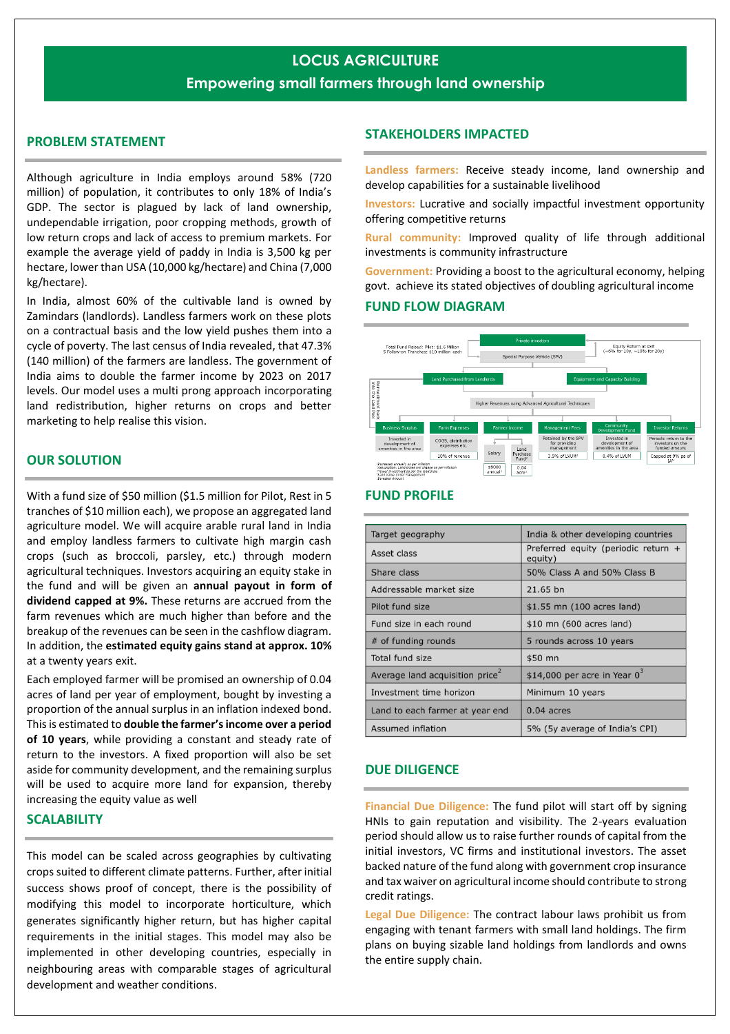# LOCUS AGRICULTURE

## Empowering small farmers through land ownership

## PROBLEM STATEMENT

Although agriculture in India employs around 58% (720 million) of population, it contributes to only 18% of India's GDP. The sector is plagued by lack of land ownership, undependable irrigation, poor cropping methods, growth of low return crops and lack of access to premium markets. For example the average yield of paddy in India is 3,500 kg per hectare, lower than USA (10,000 kg/hectare) and China (7,000 kg/hectare).

In India, almost 60% of the cultivable land is owned by Zamindars (landlords). Landless farmers work on these plots on a contractual basis and the low yield pushes them into a cycle of poverty. The last census of India revealed, that 47.3% (140 million) of the farmers are landless. The government of India aims to double the farmer income by 2023 on 2017 levels. Our model uses a multi prong approach incorporating land redistribution, higher returns on crops and better marketing to help realise this vision.

## OUR SOLUTION

With a fund size of $50 million ($1.5 million for Pilot, Rest in 5 tranches of $10 million each), we propose an aggregated land agriculture model. We will acquire arable rural land in India and employ landless farmers to cultivate high margin cash crops (such as broccoli, parsley, etc.) through modern agricultural techniques. Investors acquiring an equity stake in the fund and will be given an **annual payout in form of dividend capped at 9%.** These returns are accrued from the farm revenues which are much higher than before and the breakup of the revenues can be seen in the cashflow diagram. In addition, the **estimated equity gains stand at approx. 10%** at a twenty years exit.

Each employed farmer will be promised an ownership of 0.04 acres of land per year of employment, bought by investing a proportion of the annual surplus in an inflation indexed bond. This is estimated to **double the farmer's income over a period of 10 years**, while providing a constant and steady rate of return to the investors. A fixed proportion will also be set aside for community development, and the remaining surplus will be used to acquire more land for expansion, thereby increasing the equity value as well

## SCALABILITY

This model can be scaled across geographies by cultivating crops suited to different climate patterns. Further, after initial success shows proof of concept, there is the possibility of modifying this model to incorporate horticulture, which generates significantly higher return, but has higher capital requirements in the initial stages. This model may also be implemented in other developing countries, especially in neighbouring areas with comparable stages of agricultural development and weather conditions.

## STAKEHOLDERS IMPACTED

**Landless farmers:** Receive steady income, land ownership and develop capabilities for a sustainable livelihood

**Investors:** Lucrative and socially impactful investment opportunity offering competitive returns

**Rural community:** Improved quality of life through additional investments is community infrastructure

**Government:** Providing a boost to the agricultural economy, helping govt. achieve its stated objectives of doubling agricultural income

## FUND FLOW DIAGRAM

Total Fund Raised: Pilot: $1.5 Million; 5 Follow-on Tranches: $10 million each → Private investors → Special Purpose Vehicle (SPV) → Equity Return at exit (~6% for 10y, ~10% for 20y)

SPV → Land Purchased from Landlords; Equipment and Capacity Building → Higher Revenues using Advanced Agricultural Techniques (Reinvestment back into the Land Pool)

- Business Surplus: Invested in development of amenities in the area
- Farm Expenses: COGS, distribution expenses etc. — 10% of revenue
- Farmer Income: Salary ($9000 annual); Land Purchase Fund (0.04 acre)
- Management Fees: Retained by the SPV for providing management — 3.5% of LVUM
- Community Development Fund: Invested in development of amenities in the area — 0.4% of LVUM
- Investor Returns: Periodic return to the investors on the funded amount — Capped at 9% pa of IA

## FUND PROFILE

| | |
|---|---|
| Target geography | India & other developing countries |
| Asset class | Preferred equity (periodic return + equity) |
| Share class | 50% Class A and 50% Class B |
| Addressable market size | 21.65 bn |
| Pilot fund size | $1.55 mn (100 acres land) |
| Fund size in each round | $10 mn (600 acres land) |
| # of funding rounds | 5 rounds across 10 years |
| Total fund size | $50 mn |
| Average land acquisition price[2] | $14,000 per acre in Year 0[3] |
| Investment time horizon | Minimum 10 years |
| Land to each farmer at year end | 0.04 acres |
| Assumed inflation | 5% (5y average of India's CPI) |

## DUE DILIGENCE

**Financial Due Diligence:** The fund pilot will start off by signing HNIs to gain reputation and visibility. The 2-years evaluation period should allow us to raise further rounds of capital from the initial investors, VC firms and institutional investors. The asset backed nature of the fund along with government crop insurance and tax waiver on agricultural income should contribute to strong credit ratings.

**Legal Due Diligence:** The contract labour laws prohibit us from engaging with tenant farmers with small land holdings. The firm plans on buying sizable land holdings from landlords and owns the entire supply chain.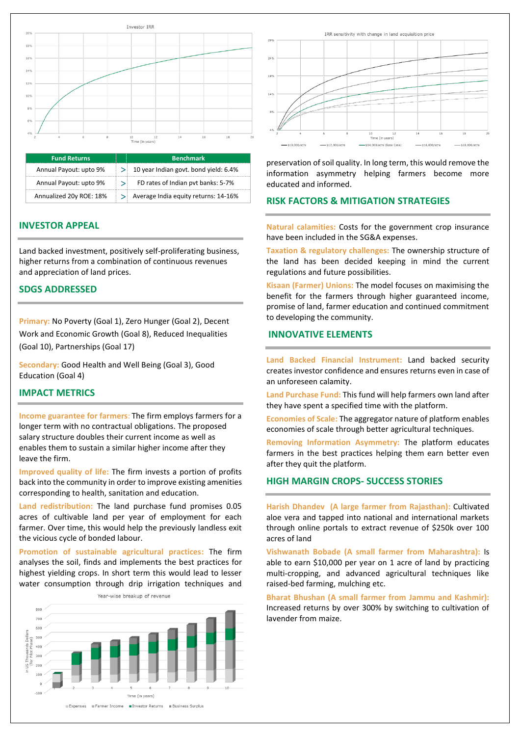Investor IRR

20% 18% 16% 14% 12% 10% 8% 6% 4%

2 4 6 8 10 12 14 16 18 20

Time (in years)

| Fund Returns | | Benchmark |
|---|---|---|
| Annual Payout: upto 9% | > | 10 year Indian govt. bond yield: 6.4% |
| Annual Payout: upto 9% | > | FD rates of Indian pvt banks: 5-7% |
| Annualized 20y ROE: 18% | > | Average India equity returns: 14-16% |

## INVESTOR APPEAL

Land backed investment, positively self-proliferating business, higher returns from a combination of continuous revenues and appreciation of land prices.

## SDGS ADDRESSED

**Primary:** No Poverty (Goal 1), Zero Hunger (Goal 2), Decent Work and Economic Growth (Goal 8), Reduced Inequalities (Goal 10), Partnerships (Goal 17)

**Secondary:** Good Health and Well Being (Goal 3), Good Education (Goal 4)

## IMPACT METRICS

**Income guarantee for farmers**: The firm employs farmers for a longer term with no contractual obligations. The proposed salary structure doubles their current income as well as enables them to sustain a similar higher income after they leave the firm.

**Improved quality of life:** The firm invests a portion of profits back into the community in order to improve existing amenities corresponding to health, sanitation and education.

**Land redistribution:** The land purchase fund promises 0.05 acres of cultivable land per year of employment for each farmer. Over time, this would help the previously landless exit the vicious cycle of bonded labour.

**Promotion of sustainable agricultural practices:** The firm analyses the soil, finds and implements the best practices for highest yielding crops. In short term this would lead to lesser water consumption through drip irrigation techniques and preservation of soil quality. In long term, this would remove the information asymmetry helping farmers become more educated and informed.

Year-wise breakup of revenue

In US Thousands Dollars (for Pilot Phase)

800 700 600 500 400 300 200 100 0 -100

1 2 3 4 5 6 7 8 9 10

Time (in years)

Expenses, Farmer Income, Investor Returns, Business Surplus

IRR sensitivity with change in land acquisition price

29% 24% 19% 14% 9% 4%

2 4 6 8 10 12 14 16 18 20

Time (in years)

$10,000/acre, $12,000/acre, $14,000/acre (Base Case), $16,000/acre, $18,000/acre

## RISK FACTORS & MITIGATION STRATEGIES

**Natural calamities:** Costs for the government crop insurance have been included in the SG&A expenses.

**Taxation & regulatory challenges:** The ownership structure of the land has been decided keeping in mind the current regulations and future possibilities.

**Kisaan (Farmer) Unions:** The model focuses on maximising the benefit for the farmers through higher guaranteed income, promise of land, farmer education and continued commitment to developing the community.

## INNOVATIVE ELEMENTS

**Land Backed Financial Instrument:** Land backed security creates investor confidence and ensures returns even in case of an unforeseen calamity.

**Land Purchase Fund:** This fund will help farmers own land after they have spent a specified time with the platform.

**Economies of Scale:** The aggregator nature of platform enables economies of scale through better agricultural techniques.

**Removing Information Asymmetry:** The platform educates farmers in the best practices helping them earn better even after they quit the platform.

## HIGH MARGIN CROPS- SUCCESS STORIES

**Harish Dhandev (A large farmer from Rajasthan):** Cultivated aloe vera and tapped into national and international markets through online portals to extract revenue of $250k over 100 acres of land

**Vishwanath Bobade (A small farmer from Maharashtra):** Is able to earn $10,000 per year on 1 acre of land by practicing multi-cropping, and advanced agricultural techniques like raised-bed farming, mulching etc.

**Bharat Bhushan (A small farmer from Jammu and Kashmir):** Increased returns by over 300% by switching to cultivation of lavender from maize.